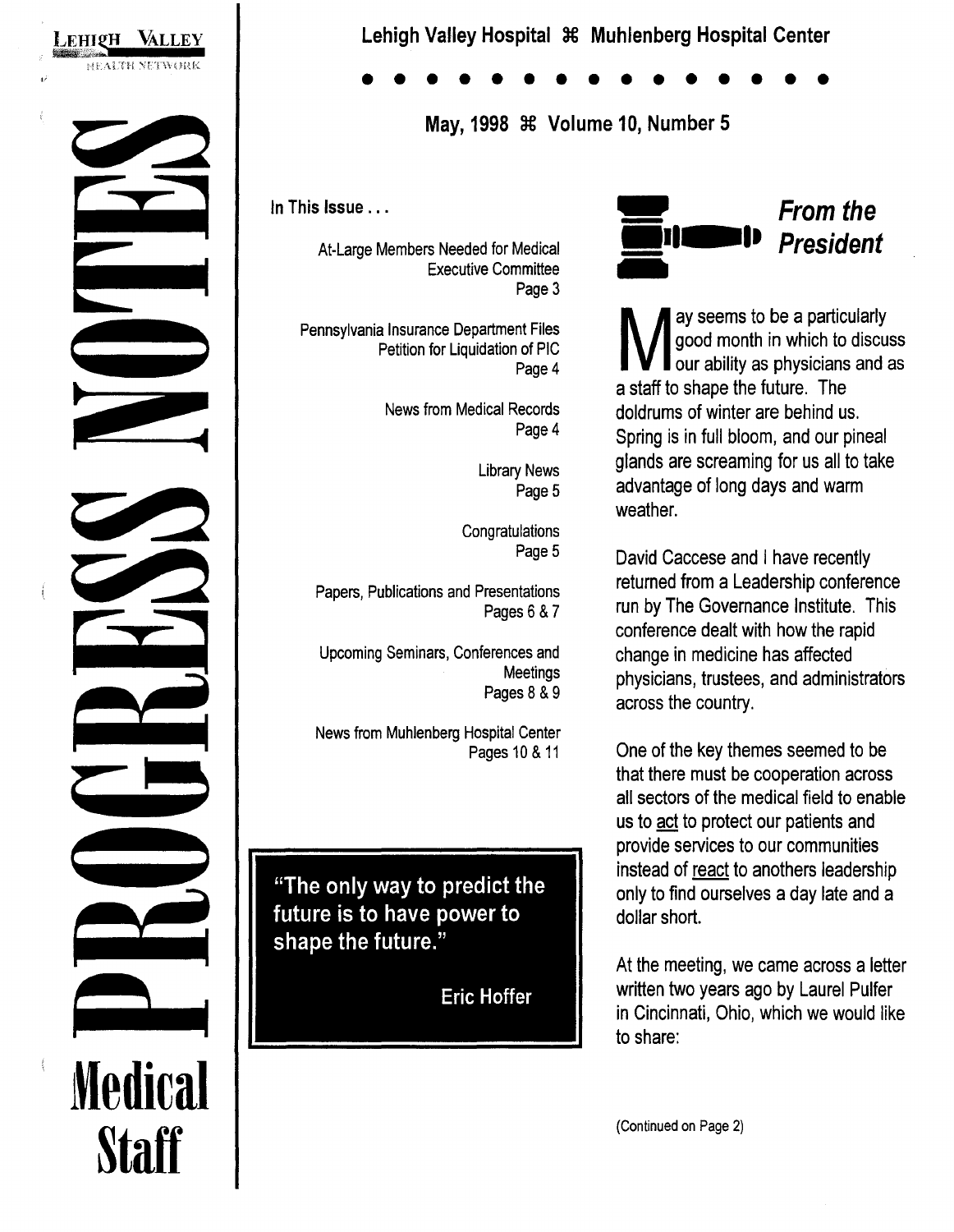Lehigh Valley Health Network

# Progress Notes

## Medical Staff

Lehigh Valley Hospital ⌘ Muhlenberg Hospital Center

May, 1998 ⌘ Volume 10, Number 5

**In This Issue . . .**

At-Large Members Needed for Medical Executive Committee
Page 3

Pennsylvania Insurance Department Files Petition for Liquidation of PIC
Page 4

News from Medical Records
Page 4

Library News
Page 5

Congratulations
Page 5

Papers, Publications and Presentations
Pages 6 & 7

Upcoming Seminars, Conferences and Meetings
Pages 8 & 9

News from Muhlenberg Hospital Center
Pages 10 & 11

> "The only way to predict the future is to have power to shape the future."
>
> Eric Hoffer

## *From the President*

May seems to be a particularly good month in which to discuss our ability as physicians and as a staff to shape the future. The doldrums of winter are behind us. Spring is in full bloom, and our pineal glands are screaming for us all to take advantage of long days and warm weather.

David Caccese and I have recently returned from a Leadership conference run by The Governance Institute. This conference dealt with how the rapid change in medicine has affected physicians, trustees, and administrators across the country.

One of the key themes seemed to be that there must be cooperation across all sectors of the medical field to enable us to act to protect our patients and provide services to our communities instead of react to anothers leadership only to find ourselves a day late and a dollar short.

At the meeting, we came across a letter written two years ago by Laurel Pulfer in Cincinnati, Ohio, which we would like to share:

(Continued on Page 2)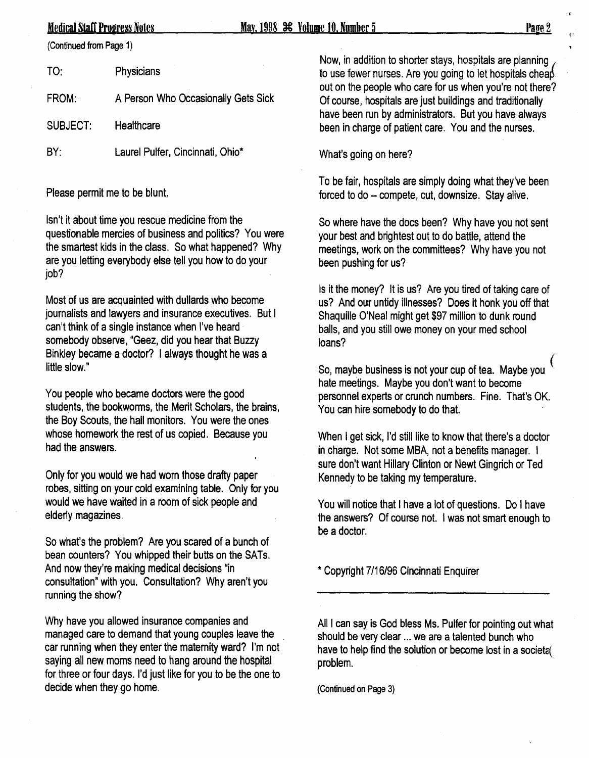(Continued from Page 1)

| | |
|---|---|
| TO: | Physicians |
| FROM: | A Person Who Occasionally Gets Sick |
| SUBJECT: | Healthcare |
| BY: | Laurel Pulfer, Cincinnati, Ohio* |

Please permit me to be blunt.

Isn't it about time you rescue medicine from the questionable mercies of business and politics? You were the smartest kids in the class. So what happened? Why are you letting everybody else tell you how to do your job?

Most of us are acquainted with dullards who become journalists and lawyers and insurance executives. But I can't think of a single instance when I've heard somebody observe, "Geez, did you hear that Buzzy Binkley became a doctor? I always thought he was a little slow."

You people who became doctors were the good students, the bookworms, the Merit Scholars, the brains, the Boy Scouts, the hall monitors. You were the ones whose homework the rest of us copied. Because you had the answers.

Only for you would we had worn those drafty paper robes, sitting on your cold examining table. Only for you would we have waited in a room of sick people and elderly magazines.

So what's the problem? Are you scared of a bunch of bean counters? You whipped their butts on the SATs. And now they're making medical decisions "in consultation" with you. Consultation? Why aren't you running the show?

Why have you allowed insurance companies and managed care to demand that young couples leave the car running when they enter the maternity ward? I'm not saying all new moms need to hang around the hospital for three or four days. I'd just like for you to be the one to decide when they go home.

Now, in addition to shorter stays, hospitals are planning to use fewer nurses. Are you going to let hospitals cheap out on the people who care for us when you're not there? Of course, hospitals are just buildings and traditionally have been run by administrators. But you have always been in charge of patient care. You and the nurses.

What's going on here?

To be fair, hospitals are simply doing what they've been forced to do -- compete, cut, downsize. Stay alive.

So where have the docs been? Why have you not sent your best and brightest out to do battle, attend the meetings, work on the committees? Why have you not been pushing for us?

Is it the money? It is us? Are you tired of taking care of us? And our untidy illnesses? Does it honk you off that Shaquille O'Neal might get $97 million to dunk round balls, and you still owe money on your med school loans?

So, maybe business is not your cup of tea. Maybe you hate meetings. Maybe you don't want to become personnel experts or crunch numbers. Fine. That's OK. You can hire somebody to do that.

When I get sick, I'd still like to know that there's a doctor in charge. Not some MBA, not a benefits manager. I sure don't want Hillary Clinton or Newt Gingrich or Ted Kennedy to be taking my temperature.

You will notice that I have a lot of questions. Do I have the answers? Of course not. I was not smart enough to be a doctor.

\* Copyright 7/16/96 Cincinnati Enquirer

---

All I can say is God bless Ms. Pulfer for pointing out what should be very clear ... we are a talented bunch who have to help find the solution or become lost in a societal problem.

(Continued on Page 3)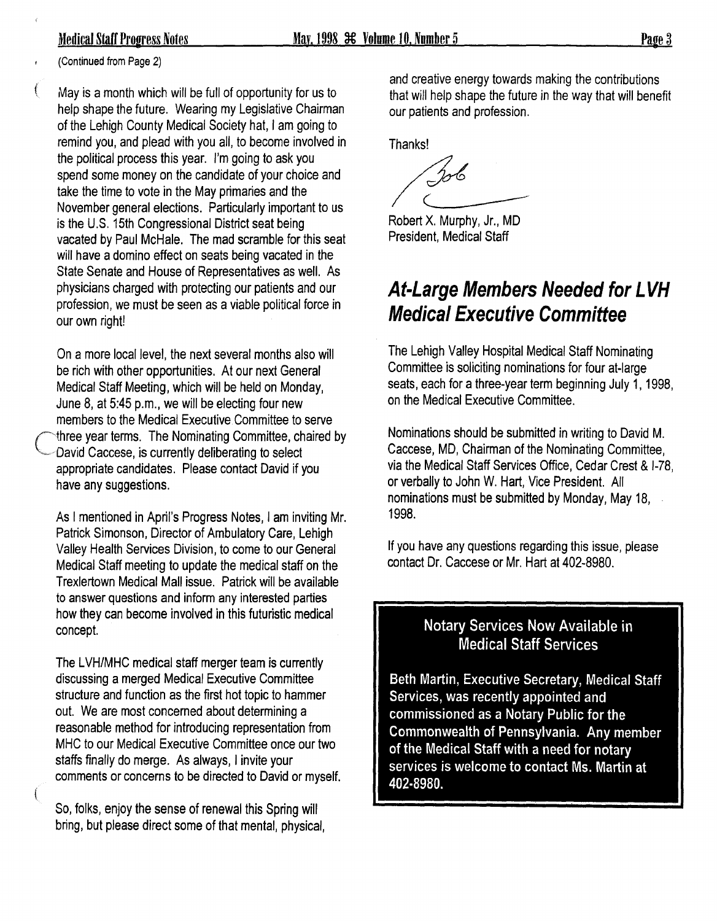(Continued from Page 2)

May is a month which will be full of opportunity for us to help shape the future. Wearing my Legislative Chairman of the Lehigh County Medical Society hat, I am going to remind you, and plead with you all, to become involved in the political process this year. I'm going to ask you spend some money on the candidate of your choice and take the time to vote in the May primaries and the November general elections. Particularly important to us is the U.S. 15th Congressional District seat being vacated by Paul McHale. The mad scramble for this seat will have a domino effect on seats being vacated in the State Senate and House of Representatives as well. As physicians charged with protecting our patients and our profession, we must be seen as a viable political force in our own right!

On a more local level, the next several months also will be rich with other opportunities. At our next General Medical Staff Meeting, which will be held on Monday, June 8, at 5:45 p.m., we will be electing four new members to the Medical Executive Committee to serve three year terms. The Nominating Committee, chaired by David Caccese, is currently deliberating to select appropriate candidates. Please contact David if you have any suggestions.

As I mentioned in April's Progress Notes, I am inviting Mr. Patrick Simonson, Director of Ambulatory Care, Lehigh Valley Health Services Division, to come to our General Medical Staff meeting to update the medical staff on the Trexlertown Medical Mall issue. Patrick will be available to answer questions and inform any interested parties how they can become involved in this futuristic medical concept.

The LVH/MHC medical staff merger team is currently discussing a merged Medical Executive Committee structure and function as the first hot topic to hammer out. We are most concerned about determining a reasonable method for introducing representation from MHC to our Medical Executive Committee once our two staffs finally do merge. As always, I invite your comments or concerns to be directed to David or myself.

So, folks, enjoy the sense of renewal this Spring will bring, but please direct some of that mental, physical, and creative energy towards making the contributions that will help shape the future in the way that will benefit our patients and profession.

Thanks!

Bob

Robert X. Murphy, Jr., MD
President, Medical Staff

## At-Large Members Needed for LVH Medical Executive Committee

The Lehigh Valley Hospital Medical Staff Nominating Committee is soliciting nominations for four at-large seats, each for a three-year term beginning July 1, 1998, on the Medical Executive Committee.

Nominations should be submitted in writing to David M. Caccese, MD, Chairman of the Nominating Committee, via the Medical Staff Services Office, Cedar Crest & I-78, or verbally to John W. Hart, Vice President. All nominations must be submitted by Monday, May 18, 1998.

If you have any questions regarding this issue, please contact Dr. Caccese or Mr. Hart at 402-8980.

### Notary Services Now Available in Medical Staff Services

**Beth Martin, Executive Secretary, Medical Staff Services, was recently appointed and commissioned as a Notary Public for the Commonwealth of Pennsylvania. Any member of the Medical Staff with a need for notary services is welcome to contact Ms. Martin at 402-8980.**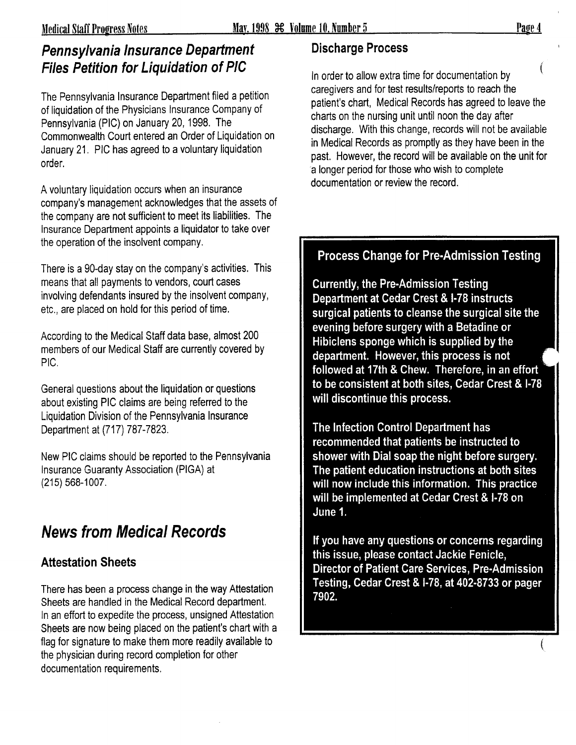## *Pennsylvania Insurance Department Files Petition for Liquidation of PIC*

The Pennsylvania Insurance Department filed a petition of liquidation of the Physicians Insurance Company of Pennsylvania (PIC) on January 20, 1998. The Commonwealth Court entered an Order of Liquidation on January 21. PIC has agreed to a voluntary liquidation order.

A voluntary liquidation occurs when an insurance company's management acknowledges that the assets of the company are not sufficient to meet its liabilities. The Insurance Department appoints a liquidator to take over the operation of the insolvent company.

There is a 90-day stay on the company's activities. This means that all payments to vendors, court cases involving defendants insured by the insolvent company, etc., are placed on hold for this period of time.

According to the Medical Staff data base, almost 200 members of our Medical Staff are currently covered by PIC.

General questions about the liquidation or questions about existing PIC claims are being referred to the Liquidation Division of the Pennsylvania Insurance Department at (717) 787-7823.

New PIC claims should be reported to the Pennsylvania Insurance Guaranty Association (PIGA) at (215) 568-1007.

## *News from Medical Records*

### Attestation Sheets

There has been a process change in the way Attestation Sheets are handled in the Medical Record department. In an effort to expedite the process, unsigned Attestation Sheets are now being placed on the patient's chart with a flag for signature to make them more readily available to the physician during record completion for other documentation requirements.

### Discharge Process

In order to allow extra time for documentation by caregivers and for test results/reports to reach the patient's chart, Medical Records has agreed to leave the charts on the nursing unit until noon the day after discharge. With this change, records will not be available in Medical Records as promptly as they have been in the past. However, the record will be available on the unit for a longer period for those who wish to complete documentation or review the record.

### Process Change for Pre-Admission Testing

**Currently, the Pre-Admission Testing Department at Cedar Crest & I-78 instructs surgical patients to cleanse the surgical site the evening before surgery with a Betadine or Hibiclens sponge which is supplied by the department. However, this process is not followed at 17th & Chew. Therefore, in an effort to be consistent at both sites, Cedar Crest & I-78 will discontinue this process.**

**The Infection Control Department has recommended that patients be instructed to shower with Dial soap the night before surgery. The patient education instructions at both sites will now include this information. This practice will be implemented at Cedar Crest & I-78 on June 1.**

**If you have any questions or concerns regarding this issue, please contact Jackie Fenicle, Director of Patient Care Services, Pre-Admission Testing, Cedar Crest & I-78, at 402-8733 or pager 7902.**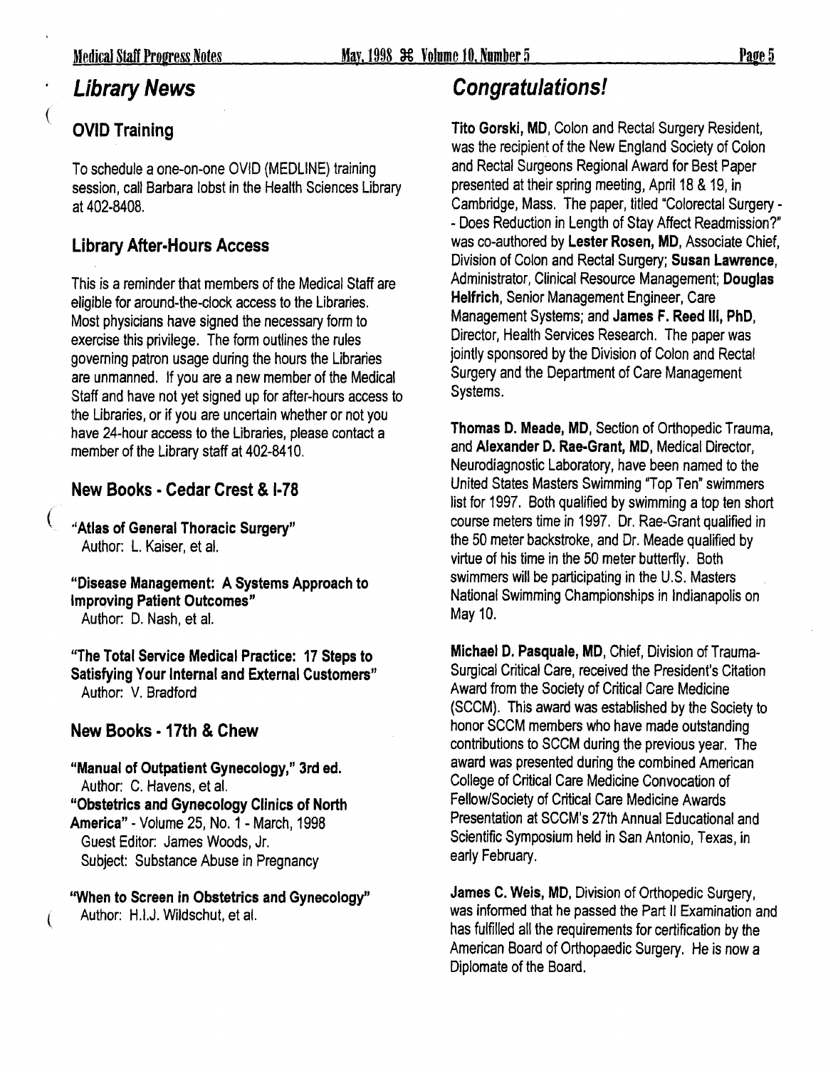## Library News

### OVID Training

To schedule a one-on-one OVID (MEDLINE) training session, call Barbara Iobst in the Health Sciences Library at 402-8408.

### Library After-Hours Access

This is a reminder that members of the Medical Staff are eligible for around-the-clock access to the Libraries. Most physicians have signed the necessary form to exercise this privilege. The form outlines the rules governing patron usage during the hours the Libraries are unmanned. If you are a new member of the Medical Staff and have not yet signed up for after-hours access to the Libraries, or if you are uncertain whether or not you have 24-hour access to the Libraries, please contact a member of the Library staff at 402-8410.

### New Books - Cedar Crest & I-78

**"Atlas of General Thoracic Surgery"**
Author: L. Kaiser, et al.

**"Disease Management: A Systems Approach to Improving Patient Outcomes"**
Author: D. Nash, et al.

**"The Total Service Medical Practice: 17 Steps to Satisfying Your Internal and External Customers"**
Author: V. Bradford

### New Books - 17th & Chew

**"Manual of Outpatient Gynecology," 3rd ed.**
Author: C. Havens, et al.

**"Obstetrics and Gynecology Clinics of North America"** - Volume 25, No. 1 - March, 1998
Guest Editor: James Woods, Jr.
Subject: Substance Abuse in Pregnancy

**"When to Screen in Obstetrics and Gynecology"**
Author: H.I.J. Wildschut, et al.

## Congratulations!

**Tito Gorski, MD**, Colon and Rectal Surgery Resident, was the recipient of the New England Society of Colon and Rectal Surgeons Regional Award for Best Paper presented at their spring meeting, April 18 & 19, in Cambridge, Mass. The paper, titled "Colorectal Surgery -- Does Reduction in Length of Stay Affect Readmission?" was co-authored by **Lester Rosen, MD**, Associate Chief, Division of Colon and Rectal Surgery; **Susan Lawrence**, Administrator, Clinical Resource Management; **Douglas Helfrich**, Senior Management Engineer, Care Management Systems; and **James F. Reed III, PhD**, Director, Health Services Research. The paper was jointly sponsored by the Division of Colon and Rectal Surgery and the Department of Care Management Systems.

**Thomas D. Meade, MD**, Section of Orthopedic Trauma, and **Alexander D. Rae-Grant, MD**, Medical Director, Neurodiagnostic Laboratory, have been named to the United States Masters Swimming "Top Ten" swimmers list for 1997. Both qualified by swimming a top ten short course meters time in 1997. Dr. Rae-Grant qualified in the 50 meter backstroke, and Dr. Meade qualified by virtue of his time in the 50 meter butterfly. Both swimmers will be participating in the U.S. Masters National Swimming Championships in Indianapolis on May 10.

**Michael D. Pasquale, MD**, Chief, Division of Trauma-Surgical Critical Care, received the President's Citation Award from the Society of Critical Care Medicine (SCCM). This award was established by the Society to honor SCCM members who have made outstanding contributions to SCCM during the previous year. The award was presented during the combined American College of Critical Care Medicine Convocation of Fellow/Society of Critical Care Medicine Awards Presentation at SCCM's 27th Annual Educational and Scientific Symposium held in San Antonio, Texas, in early February.

**James C. Weis, MD**, Division of Orthopedic Surgery, was informed that he passed the Part II Examination and has fulfilled all the requirements for certification by the American Board of Orthopaedic Surgery. He is now a Diplomate of the Board.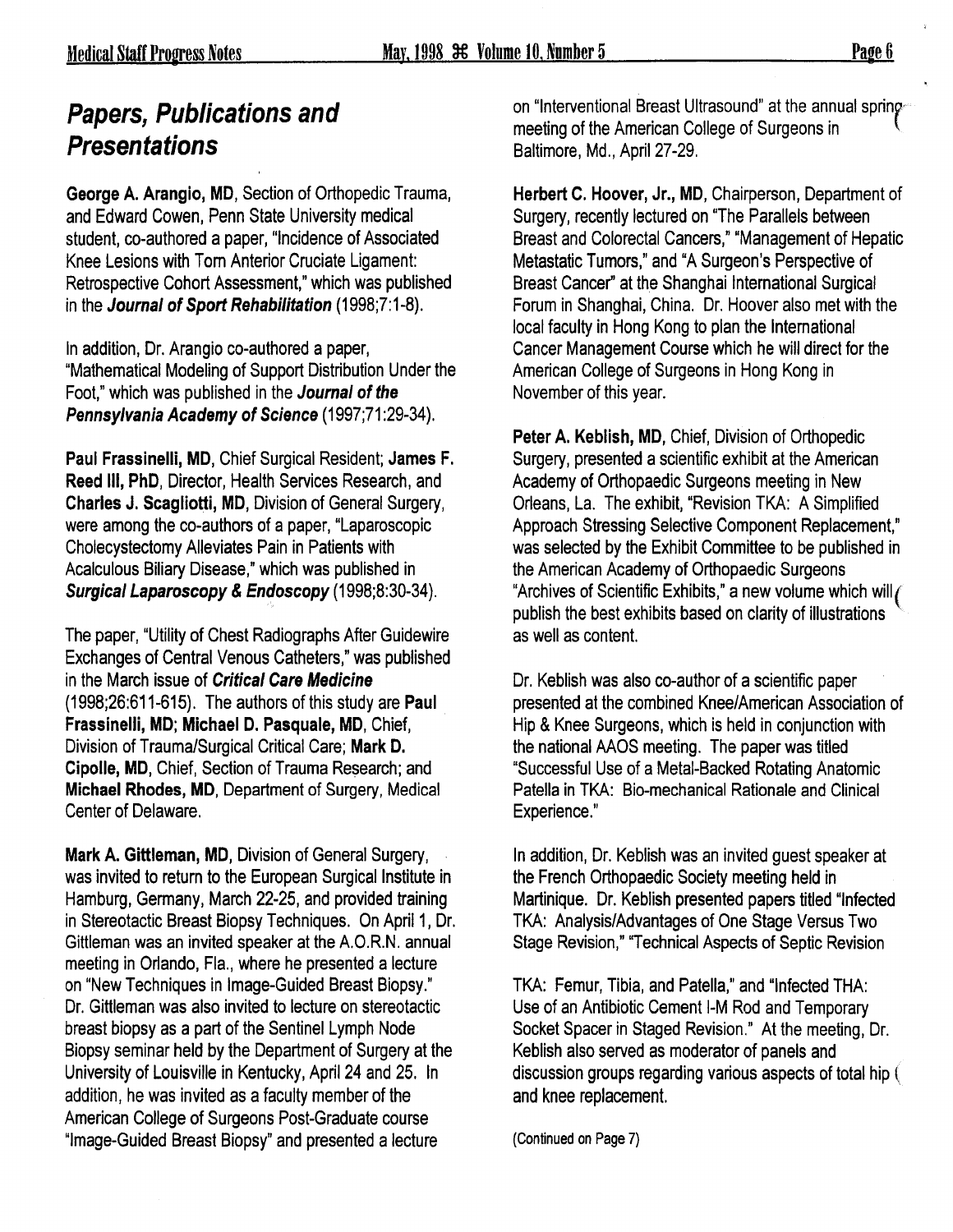## Papers, Publications and Presentations

**George A. Arangio, MD**, Section of Orthopedic Trauma, and Edward Cowen, Penn State University medical student, co-authored a paper, "Incidence of Associated Knee Lesions with Torn Anterior Cruciate Ligament: Retrospective Cohort Assessment," which was published in the ***Journal of Sport Rehabilitation*** (1998;7:1-8).

In addition, Dr. Arangio co-authored a paper, "Mathematical Modeling of Support Distribution Under the Foot," which was published in the ***Journal of the Pennsylvania Academy of Science*** (1997;71:29-34).

**Paul Frassinelli, MD**, Chief Surgical Resident; **James F. Reed III, PhD**, Director, Health Services Research, and **Charles J. Scagliotti, MD**, Division of General Surgery, were among the co-authors of a paper, "Laparoscopic Cholecystectomy Alleviates Pain in Patients with Acalculous Biliary Disease," which was published in ***Surgical Laparoscopy & Endoscopy*** (1998;8:30-34).

The paper, "Utility of Chest Radiographs After Guidewire Exchanges of Central Venous Catheters," was published in the March issue of ***Critical Care Medicine*** (1998;26:611-615). The authors of this study are **Paul Frassinelli, MD; Michael D. Pasquale, MD**, Chief, Division of Trauma/Surgical Critical Care; **Mark D. Cipolle, MD**, Chief, Section of Trauma Research; and **Michael Rhodes, MD**, Department of Surgery, Medical Center of Delaware.

**Mark A. Gittleman, MD**, Division of General Surgery, was invited to return to the European Surgical Institute in Hamburg, Germany, March 22-25, and provided training in Stereotactic Breast Biopsy Techniques. On April 1, Dr. Gittleman was an invited speaker at the A.O.R.N. annual meeting in Orlando, Fla., where he presented a lecture on "New Techniques in Image-Guided Breast Biopsy." Dr. Gittleman was also invited to lecture on stereotactic breast biopsy as a part of the Sentinel Lymph Node Biopsy seminar held by the Department of Surgery at the University of Louisville in Kentucky, April 24 and 25. In addition, he was invited as a faculty member of the American College of Surgeons Post-Graduate course "Image-Guided Breast Biopsy" and presented a lecture on "Interventional Breast Ultrasound" at the annual spring meeting of the American College of Surgeons in Baltimore, Md., April 27-29.

**Herbert C. Hoover, Jr., MD**, Chairperson, Department of Surgery, recently lectured on "The Parallels between Breast and Colorectal Cancers," "Management of Hepatic Metastatic Tumors," and "A Surgeon's Perspective of Breast Cancer" at the Shanghai International Surgical Forum in Shanghai, China. Dr. Hoover also met with the local faculty in Hong Kong to plan the International Cancer Management Course which he will direct for the American College of Surgeons in Hong Kong in November of this year.

**Peter A. Keblish, MD**, Chief, Division of Orthopedic Surgery, presented a scientific exhibit at the American Academy of Orthopaedic Surgeons meeting in New Orleans, La. The exhibit, "Revision TKA: A Simplified Approach Stressing Selective Component Replacement," was selected by the Exhibit Committee to be published in the American Academy of Orthopaedic Surgeons "Archives of Scientific Exhibits," a new volume which will publish the best exhibits based on clarity of illustrations as well as content.

Dr. Keblish was also co-author of a scientific paper presented at the combined Knee/American Association of Hip & Knee Surgeons, which is held in conjunction with the national AAOS meeting. The paper was titled "Successful Use of a Metal-Backed Rotating Anatomic Patella in TKA: Bio-mechanical Rationale and Clinical Experience."

In addition, Dr. Keblish was an invited guest speaker at the French Orthopaedic Society meeting held in Martinique. Dr. Keblish presented papers titled "Infected TKA: Analysis/Advantages of One Stage Versus Two Stage Revision," "Technical Aspects of Septic Revision TKA: Femur, Tibia, and Patella," and "Infected THA: Use of an Antibiotic Cement I-M Rod and Temporary Socket Spacer in Staged Revision." At the meeting, Dr. Keblish also served as moderator of panels and discussion groups regarding various aspects of total hip and knee replacement.

(Continued on Page 7)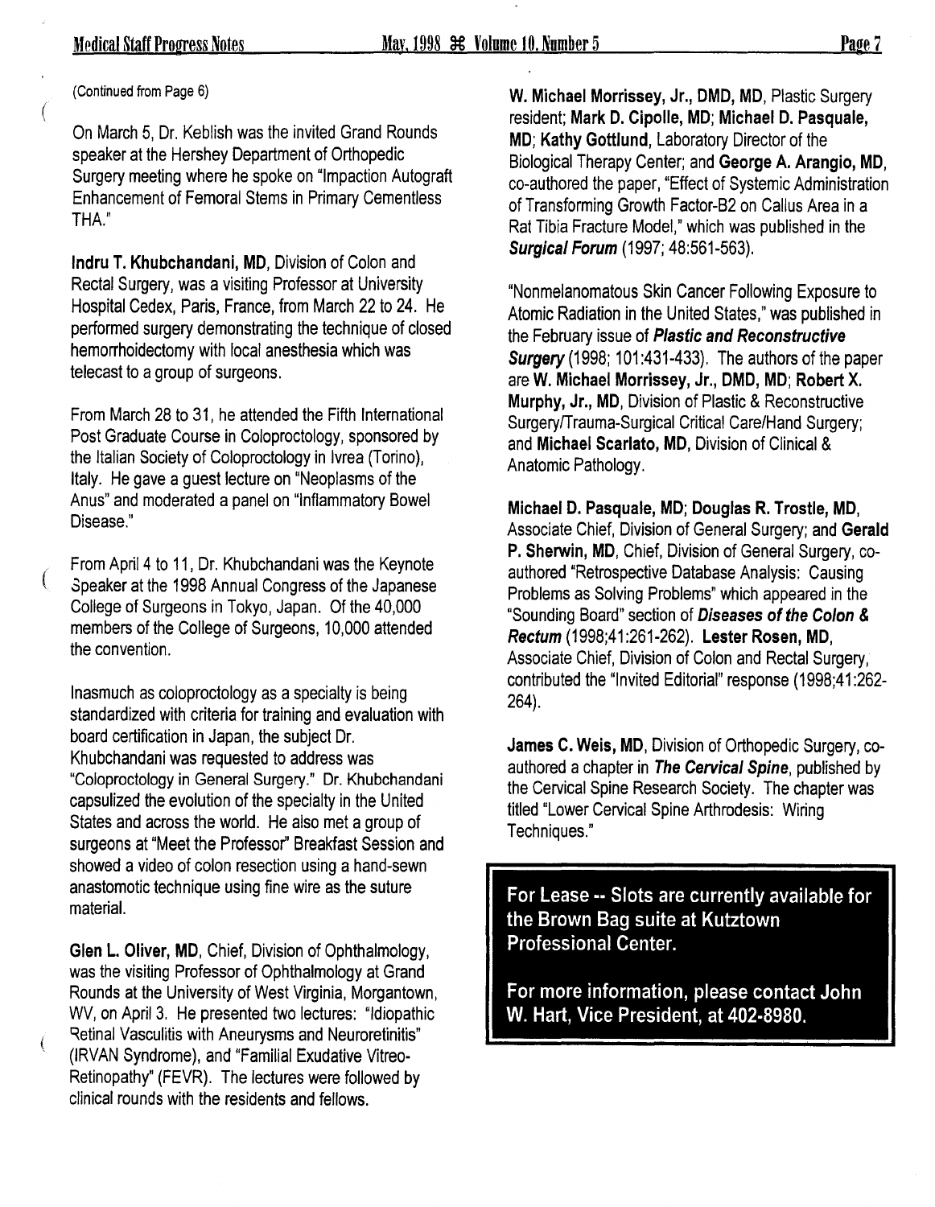(Continued from Page 6)

On March 5, Dr. Keblish was the invited Grand Rounds speaker at the Hershey Department of Orthopedic Surgery meeting where he spoke on "Impaction Autograft Enhancement of Femoral Stems in Primary Cementless THA."

**Indru T. Khubchandani, MD**, Division of Colon and Rectal Surgery, was a visiting Professor at University Hospital Cedex, Paris, France, from March 22 to 24. He performed surgery demonstrating the technique of closed hemorrhoidectomy with local anesthesia which was telecast to a group of surgeons.

From March 28 to 31, he attended the Fifth International Post Graduate Course in Coloproctology, sponsored by the Italian Society of Coloproctology in Ivrea (Torino), Italy. He gave a guest lecture on "Neoplasms of the Anus" and moderated a panel on "Inflammatory Bowel Disease."

From April 4 to 11, Dr. Khubchandani was the Keynote Speaker at the 1998 Annual Congress of the Japanese College of Surgeons in Tokyo, Japan. Of the 40,000 members of the College of Surgeons, 10,000 attended the convention.

Inasmuch as coloproctology as a specialty is being standardized with criteria for training and evaluation with board certification in Japan, the subject Dr. Khubchandani was requested to address was "Coloproctology in General Surgery." Dr. Khubchandani capsulized the evolution of the specialty in the United States and across the world. He also met a group of surgeons at "Meet the Professor" Breakfast Session and showed a video of colon resection using a hand-sewn anastomotic technique using fine wire as the suture material.

**Glen L. Oliver, MD**, Chief, Division of Ophthalmology, was the visiting Professor of Ophthalmology at Grand Rounds at the University of West Virginia, Morgantown, WV, on April 3. He presented two lectures: "Idiopathic Retinal Vasculitis with Aneurysms and Neuroretinitis" (IRVAN Syndrome), and "Familial Exudative Vitreo-Retinopathy" (FEVR). The lectures were followed by clinical rounds with the residents and fellows.

**W. Michael Morrissey, Jr., DMD, MD**, Plastic Surgery resident; **Mark D. Cipolle, MD**; **Michael D. Pasquale, MD**; **Kathy Gottlund**, Laboratory Director of the Biological Therapy Center; and **George A. Arangio, MD**, co-authored the paper, "Effect of Systemic Administration of Transforming Growth Factor-B2 on Callus Area in a Rat Tibia Fracture Model," which was published in the ***Surgical Forum*** (1997; 48:561-563).

"Nonmelanomatous Skin Cancer Following Exposure to Atomic Radiation in the United States," was published in the February issue of ***Plastic and Reconstructive Surgery*** (1998; 101:431-433). The authors of the paper are **W. Michael Morrissey, Jr., DMD, MD**; **Robert X. Murphy, Jr., MD**, Division of Plastic & Reconstructive Surgery/Trauma-Surgical Critical Care/Hand Surgery; and **Michael Scarlato, MD**, Division of Clinical & Anatomic Pathology.

**Michael D. Pasquale, MD**; **Douglas R. Trostle, MD**, Associate Chief, Division of General Surgery; and **Gerald P. Sherwin, MD**, Chief, Division of General Surgery, co-authored "Retrospective Database Analysis: Causing Problems as Solving Problems" which appeared in the "Sounding Board" section of ***Diseases of the Colon & Rectum*** (1998;41:261-262). **Lester Rosen, MD**, Associate Chief, Division of Colon and Rectal Surgery, contributed the "Invited Editorial" response (1998;41:262-264).

**James C. Weis, MD**, Division of Orthopedic Surgery, co-authored a chapter in ***The Cervical Spine***, published by the Cervical Spine Research Society. The chapter was titled "Lower Cervical Spine Arthrodesis: Wiring Techniques."

**For Lease -- Slots are currently available for the Brown Bag suite at Kutztown Professional Center.**

**For more information, please contact John W. Hart, Vice President, at 402-8980.**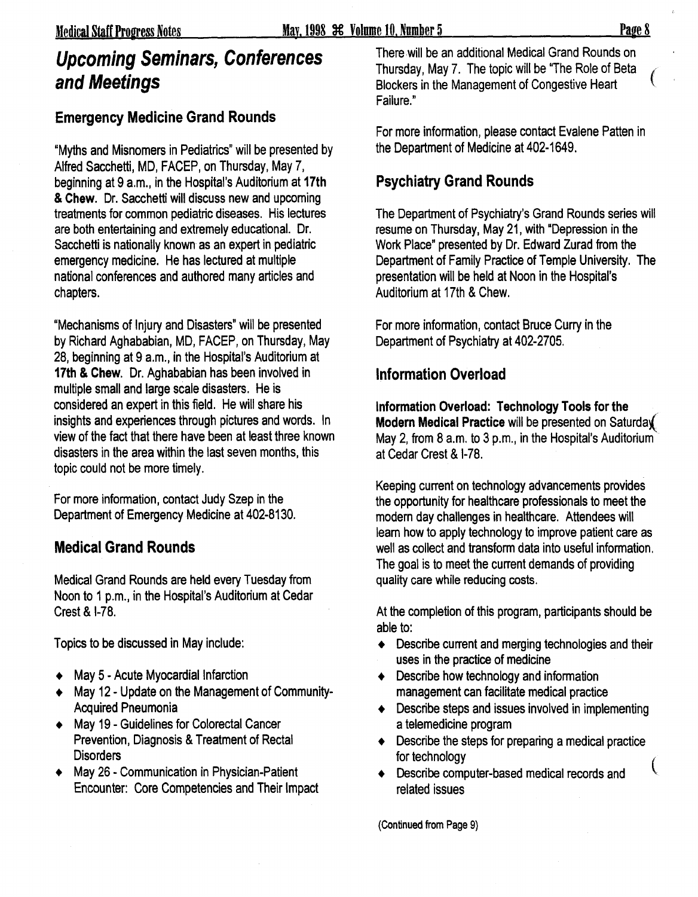# *Upcoming Seminars, Conferences and Meetings*

## Emergency Medicine Grand Rounds

"Myths and Misnomers in Pediatrics" will be presented by Alfred Sacchetti, MD, FACEP, on Thursday, May 7, beginning at 9 a.m., in the Hospital's Auditorium at **17th & Chew**. Dr. Sacchetti will discuss new and upcoming treatments for common pediatric diseases. His lectures are both entertaining and extremely educational. Dr. Sacchetti is nationally known as an expert in pediatric emergency medicine. He has lectured at multiple national conferences and authored many articles and chapters.

"Mechanisms of Injury and Disasters" will be presented by Richard Aghababian, MD, FACEP, on Thursday, May 28, beginning at 9 a.m., in the Hospital's Auditorium at **17th & Chew**. Dr. Aghababian has been involved in multiple small and large scale disasters. He is considered an expert in this field. He will share his insights and experiences through pictures and words. In view of the fact that there have been at least three known disasters in the area within the last seven months, this topic could not be more timely.

For more information, contact Judy Szep in the Department of Emergency Medicine at 402-8130.

## Medical Grand Rounds

Medical Grand Rounds are held every Tuesday from Noon to 1 p.m., in the Hospital's Auditorium at Cedar Crest & I-78.

Topics to be discussed in May include:

- May 5 - Acute Myocardial Infarction
- May 12 - Update on the Management of Community-Acquired Pneumonia
- May 19 - Guidelines for Colorectal Cancer Prevention, Diagnosis & Treatment of Rectal Disorders
- May 26 - Communication in Physician-Patient Encounter: Core Competencies and Their Impact

There will be an additional Medical Grand Rounds on Thursday, May 7. The topic will be "The Role of Beta Blockers in the Management of Congestive Heart Failure."

For more information, please contact Evalene Patten in the Department of Medicine at 402-1649.

## Psychiatry Grand Rounds

The Department of Psychiatry's Grand Rounds series will resume on Thursday, May 21, with "Depression in the Work Place" presented by Dr. Edward Zurad from the Department of Family Practice of Temple University. The presentation will be held at Noon in the Hospital's Auditorium at 17th & Chew.

For more information, contact Bruce Curry in the Department of Psychiatry at 402-2705.

## Information Overload

**Information Overload: Technology Tools for the Modern Medical Practice** will be presented on Saturday, May 2, from 8 a.m. to 3 p.m., in the Hospital's Auditorium at Cedar Crest & I-78.

Keeping current on technology advancements provides the opportunity for healthcare professionals to meet the modern day challenges in healthcare. Attendees will learn how to apply technology to improve patient care as well as collect and transform data into useful information. The goal is to meet the current demands of providing quality care while reducing costs.

At the completion of this program, participants should be able to:

- Describe current and merging technologies and their uses in the practice of medicine
- Describe how technology and information management can facilitate medical practice
- Describe steps and issues involved in implementing a telemedicine program
- Describe the steps for preparing a medical practice for technology
- Describe computer-based medical records and related issues

(Continued from Page 9)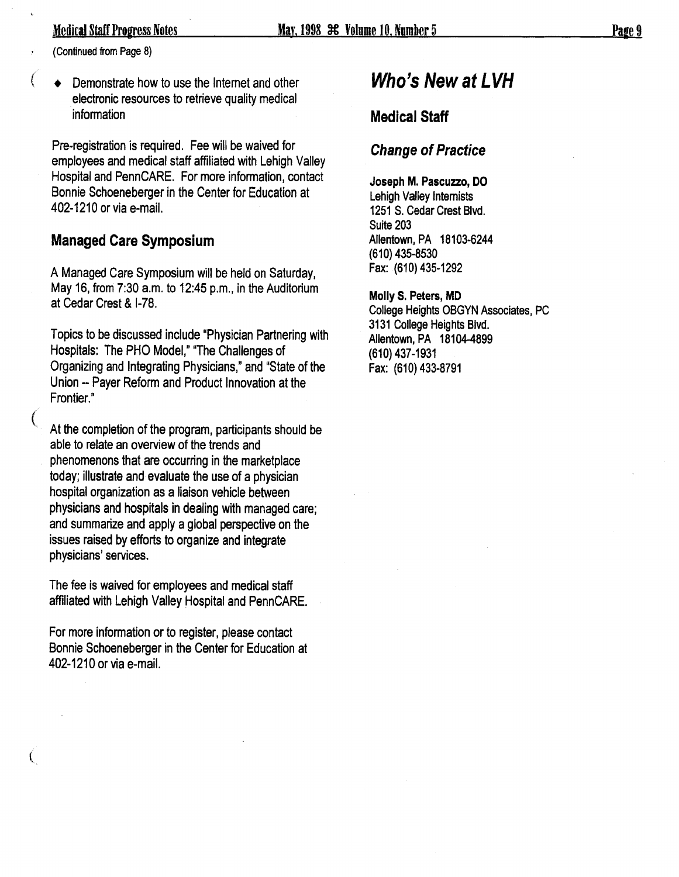(Continued from Page 8)

- Demonstrate how to use the Internet and other electronic resources to retrieve quality medical information

Pre-registration is required. Fee will be waived for employees and medical staff affiliated with Lehigh Valley Hospital and PennCARE. For more information, contact Bonnie Schoeneberger in the Center for Education at 402-1210 or via e-mail.

### Managed Care Symposium

A Managed Care Symposium will be held on Saturday, May 16, from 7:30 a.m. to 12:45 p.m., in the Auditorium at Cedar Crest & I-78.

Topics to be discussed include "Physician Partnering with Hospitals: The PHO Model," "The Challenges of Organizing and Integrating Physicians," and "State of the Union -- Payer Reform and Product Innovation at the Frontier."

At the completion of the program, participants should be able to relate an overview of the trends and phenomenons that are occurring in the marketplace today; illustrate and evaluate the use of a physician hospital organization as a liaison vehicle between physicians and hospitals in dealing with managed care; and summarize and apply a global perspective on the issues raised by efforts to organize and integrate physicians' services.

The fee is waived for employees and medical staff affiliated with Lehigh Valley Hospital and PennCARE.

For more information or to register, please contact Bonnie Schoeneberger in the Center for Education at 402-1210 or via e-mail.

## *Who's New at LVH*

### Medical Staff

#### *Change of Practice*

**Joseph M. Pascuzzo, DO**
Lehigh Valley Internists
1251 S. Cedar Crest Blvd.
Suite 203
Allentown, PA 18103-6244
(610) 435-8530
Fax: (610) 435-1292

**Molly S. Peters, MD**
College Heights OBGYN Associates, PC
3131 College Heights Blvd.
Allentown, PA 18104-4899
(610) 437-1931
Fax: (610) 433-8791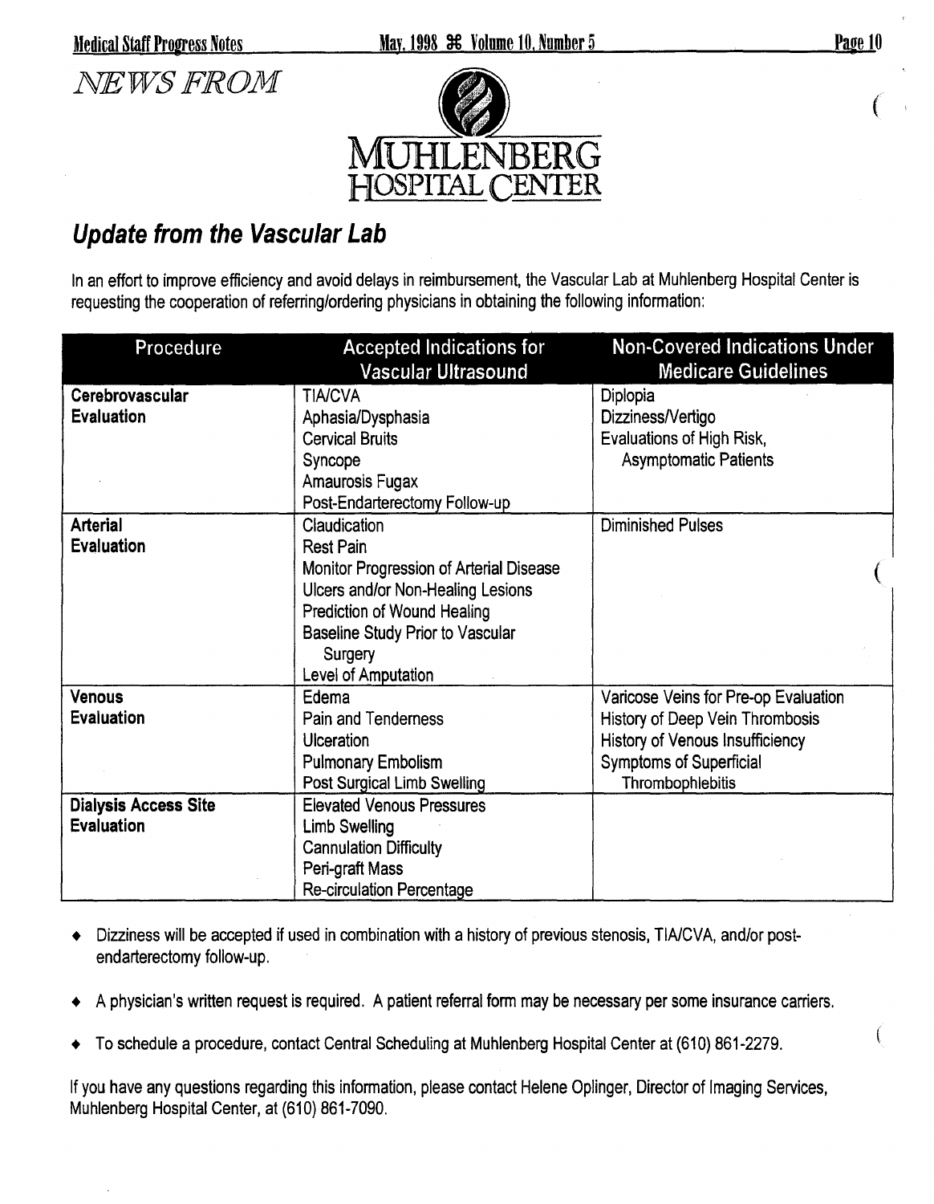*NEWS FROM*

MUHLENBERG HOSPITAL CENTER

## Update from the Vascular Lab

In an effort to improve efficiency and avoid delays in reimbursement, the Vascular Lab at Muhlenberg Hospital Center is requesting the cooperation of referring/ordering physicians in obtaining the following information:

| Procedure | Accepted Indications for Vascular Ultrasound | Non-Covered Indications Under Medicare Guidelines |
|---|---|---|
| **Cerebrovascular Evaluation** | TIA/CVA<br>Aphasia/Dysphasia<br>Cervical Bruits<br>Syncope<br>Amaurosis Fugax<br>Post-Endarterectomy Follow-up | Diplopia<br>Dizziness/Vertigo<br>Evaluations of High Risk, Asymptomatic Patients |
| **Arterial Evaluation** | Claudication<br>Rest Pain<br>Monitor Progression of Arterial Disease<br>Ulcers and/or Non-Healing Lesions<br>Prediction of Wound Healing<br>Baseline Study Prior to Vascular Surgery<br>Level of Amputation | Diminished Pulses |
| **Venous Evaluation** | Edema<br>Pain and Tenderness<br>Ulceration<br>Pulmonary Embolism<br>Post Surgical Limb Swelling | Varicose Veins for Pre-op Evaluation<br>History of Deep Vein Thrombosis<br>History of Venous Insufficiency<br>Symptoms of Superficial Thrombophlebitis |
| **Dialysis Access Site Evaluation** | Elevated Venous Pressures<br>Limb Swelling<br>Cannulation Difficulty<br>Peri-graft Mass<br>Re-circulation Percentage | |

- Dizziness will be accepted if used in combination with a history of previous stenosis, TIA/CVA, and/or post-endarterectomy follow-up.
- A physician's written request is required. A patient referral form may be necessary per some insurance carriers.
- To schedule a procedure, contact Central Scheduling at Muhlenberg Hospital Center at (610) 861-2279.

If you have any questions regarding this information, please contact Helene Oplinger, Director of Imaging Services, Muhlenberg Hospital Center, at (610) 861-7090.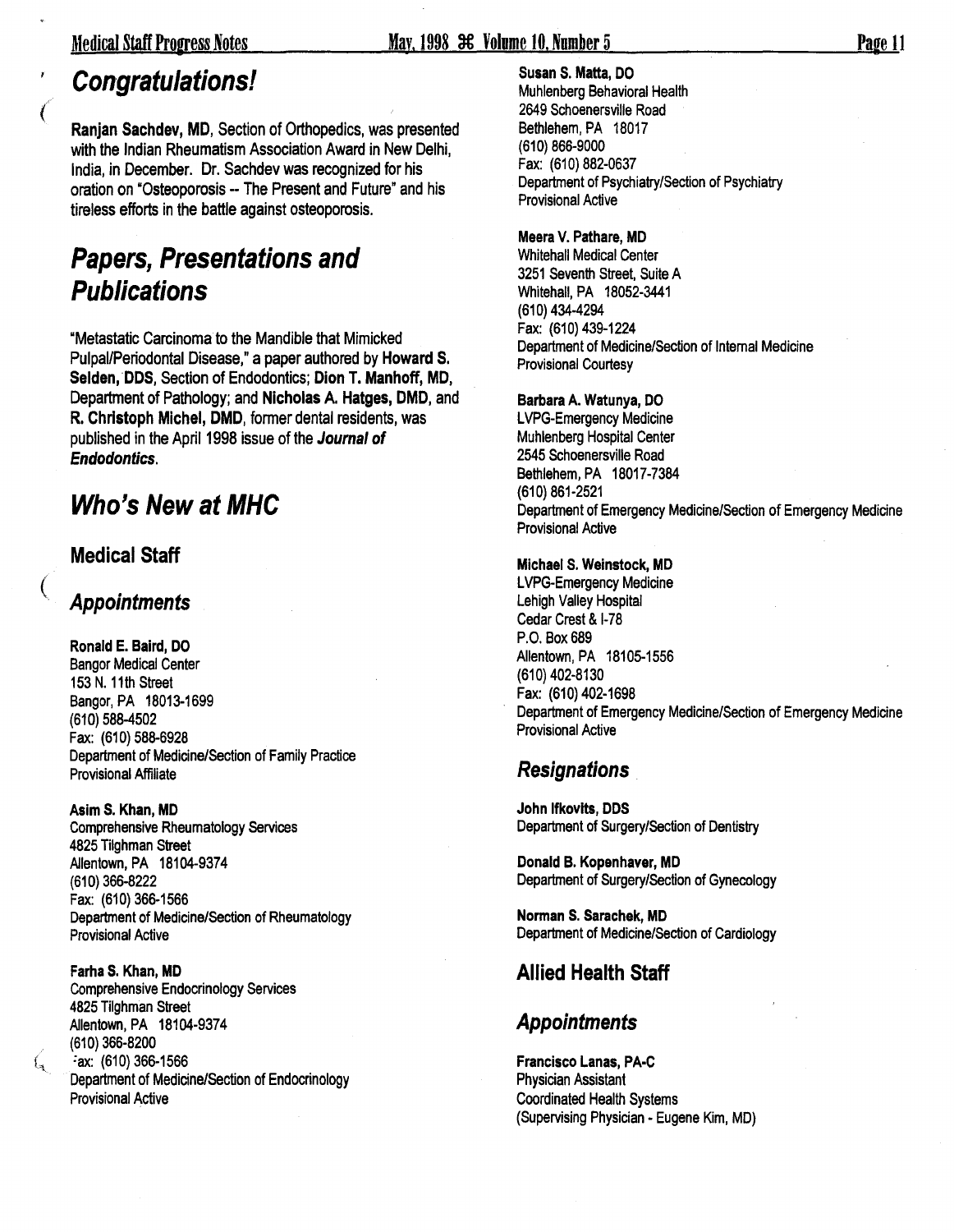## Congratulations!

**Ranjan Sachdev, MD**, Section of Orthopedics, was presented with the Indian Rheumatism Association Award in New Delhi, India, in December. Dr. Sachdev was recognized for his oration on "Osteoporosis -- The Present and Future" and his tireless efforts in the battle against osteoporosis.

## Papers, Presentations and Publications

"Metastatic Carcinoma to the Mandible that Mimicked Pulpal/Periodontal Disease," a paper authored by **Howard S. Selden, DDS**, Section of Endodontics; **Dion T. Manhoff, MD**, Department of Pathology; and **Nicholas A. Hatges, DMD**, and **R. Christoph Michel, DMD**, former dental residents, was published in the April 1998 issue of the ***Journal of Endodontics***.

## Who's New at MHC

### Medical Staff

#### Appointments

**Ronald E. Baird, DO**
Bangor Medical Center
153 N. 11th Street
Bangor, PA 18013-1699
(610) 588-4502
Fax: (610) 588-6928
Department of Medicine/Section of Family Practice
Provisional Affiliate

**Asim S. Khan, MD**
Comprehensive Rheumatology Services
4825 Tilghman Street
Allentown, PA 18104-9374
(610) 366-8222
Fax: (610) 366-1566
Department of Medicine/Section of Rheumatology
Provisional Active

**Farha S. Khan, MD**
Comprehensive Endocrinology Services
4825 Tilghman Street
Allentown, PA 18104-9374
(610) 366-8200
Fax: (610) 366-1566
Department of Medicine/Section of Endocrinology
Provisional Active

**Susan S. Matta, DO**
Muhlenberg Behavioral Health
2649 Schoenersville Road
Bethlehem, PA 18017
(610) 866-9000
Fax: (610) 882-0637
Department of Psychiatry/Section of Psychiatry
Provisional Active

**Meera V. Pathare, MD**
Whitehall Medical Center
3251 Seventh Street, Suite A
Whitehall, PA 18052-3441
(610) 434-4294
Fax: (610) 439-1224
Department of Medicine/Section of Internal Medicine
Provisional Courtesy

**Barbara A. Watunya, DO**
LVPG-Emergency Medicine
Muhlenberg Hospital Center
2545 Schoenersville Road
Bethlehem, PA 18017-7384
(610) 861-2521
Department of Emergency Medicine/Section of Emergency Medicine
Provisional Active

**Michael S. Weinstock, MD**
LVPG-Emergency Medicine
Lehigh Valley Hospital
Cedar Crest & I-78
P.O. Box 689
Allentown, PA 18105-1556
(610) 402-8130
Fax: (610) 402-1698
Department of Emergency Medicine/Section of Emergency Medicine
Provisional Active

#### Resignations

**John Ifkovits, DDS**
Department of Surgery/Section of Dentistry

**Donald B. Kopenhaver, MD**
Department of Surgery/Section of Gynecology

**Norman S. Sarachek, MD**
Department of Medicine/Section of Cardiology

### Allied Health Staff

#### Appointments

**Francisco Lanas, PA-C**
Physician Assistant
Coordinated Health Systems
(Supervising Physician - Eugene Kim, MD)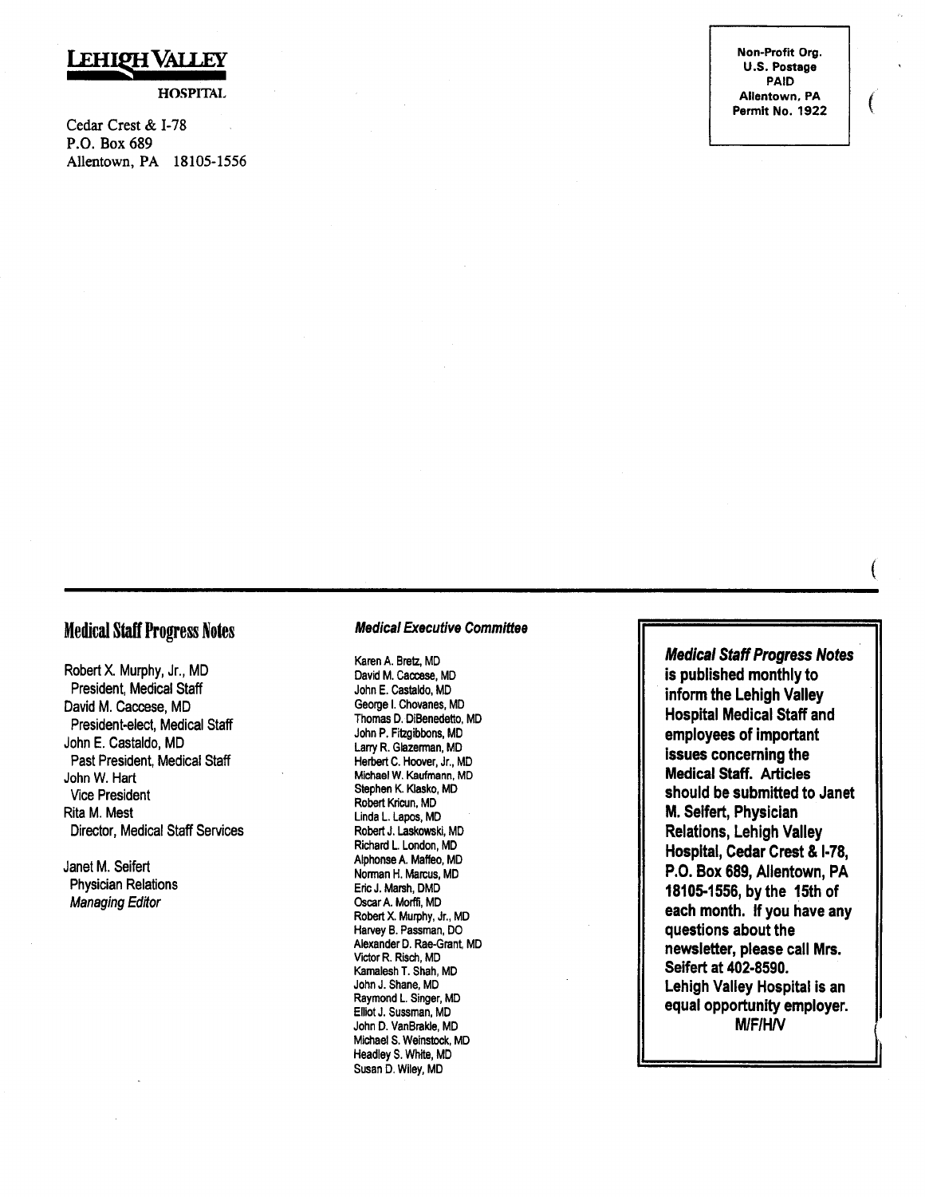**LEHIGH VALLEY**

**HOSPITAL**

Cedar Crest & I-78
P.O. Box 689
Allentown, PA 18105-1556

Non-Profit Org.
U.S. Postage
PAID
Allentown, PA
Permit No. 1922

## Medical Staff Progress Notes

Robert X. Murphy, Jr., MD
President, Medical Staff
David M. Caccese, MD
President-elect, Medical Staff
John E. Castaldo, MD
Past President, Medical Staff
John W. Hart
Vice President
Rita M. Mest
Director, Medical Staff Services

Janet M. Seifert
Physician Relations
*Managing Editor*

### *Medical Executive Committee*

Karen A. Bretz, MD
David M. Caccese, MD
John E. Castaldo, MD
George I. Chovanes, MD
Thomas D. DiBenedetto, MD
John P. Fitzgibbons, MD
Larry R. Glazerman, MD
Herbert C. Hoover, Jr., MD
Michael W. Kaufmann, MD
Stephen K. Klasko, MD
Robert Kricun, MD
Linda L. Lapos, MD
Robert J. Laskowski, MD
Richard L. London, MD
Alphonse A. Maffeo, MD
Norman H. Marcus, MD
Eric J. Marsh, DMD
Oscar A. Morffi, MD
Robert X. Murphy, Jr., MD
Harvey B. Passman, DO
Alexander D. Rae-Grant, MD
Victor R. Risch, MD
Kamalesh T. Shah, MD
John J. Shane, MD
Raymond L. Singer, MD
Elliot J. Sussman, MD
John D. VanBrakle, MD
Michael S. Weinstock, MD
Headley S. White, MD
Susan D. Wiley, MD

***Medical Staff Progress Notes*** **is published monthly to inform the Lehigh Valley Hospital Medical Staff and employees of important issues concerning the Medical Staff. Articles should be submitted to Janet M. Seifert, Physician Relations, Lehigh Valley Hospital, Cedar Crest & I-78, P.O. Box 689, Allentown, PA 18105-1556, by the 15th of each month. If you have any questions about the newsletter, please call Mrs. Seifert at 402-8590.**
**Lehigh Valley Hospital is an equal opportunity employer. M/F/H/V**